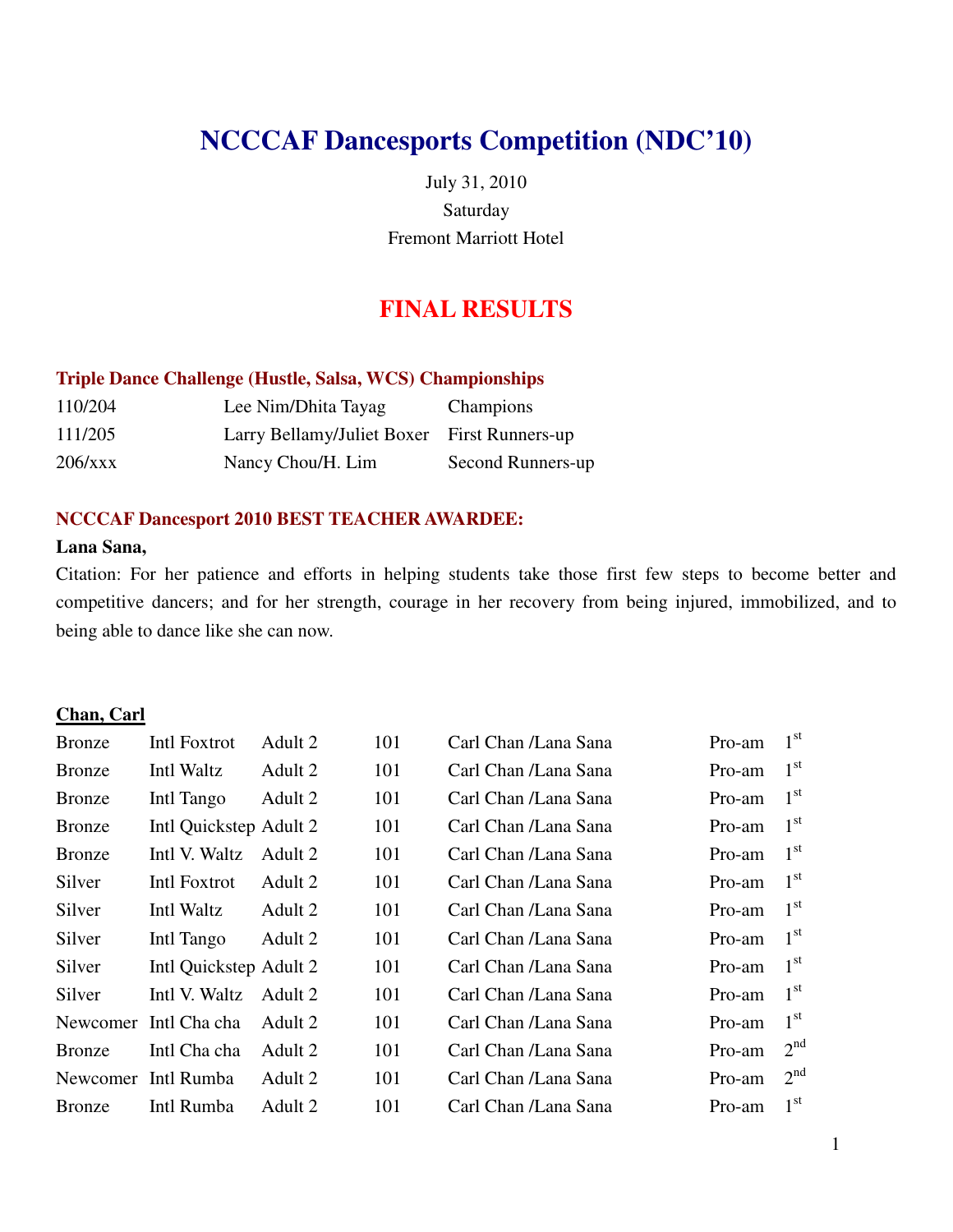# NCCCAF Dancesports Competition (NDC'10)

July 31, 2010
Saturday
Fremont Marriott Hotel

## FINAL RESULTS

### Triple Dance Challenge (Hustle, Salsa, WCS) Championships

| | | |
|---|---|---|
| 110/204 | Lee Nim/Dhita Tayag | Champions |
| 111/205 | Larry Bellamy/Juliet Boxer | First Runners-up |
| 206/xxx | Nancy Chou/H. Lim | Second Runners-up |

### NCCCAF Dancesport 2010 BEST TEACHER AWARDEE:

**Lana Sana,**

Citation: For her patience and efforts in helping students take those first few steps to become better and competitive dancers; and for her strength, courage in her recovery from being injured, immobilized, and to being able to dance like she can now.

**Chan, Carl**

| | | | | | | |
|---|---|---|---|---|---|---|
| Bronze | Intl Foxtrot | Adult 2 | 101 | Carl Chan /Lana Sana | Pro-am | 1st |
| Bronze | Intl Waltz | Adult 2 | 101 | Carl Chan /Lana Sana | Pro-am | 1st |
| Bronze | Intl Tango | Adult 2 | 101 | Carl Chan /Lana Sana | Pro-am | 1st |
| Bronze | Intl Quickstep | Adult 2 | 101 | Carl Chan /Lana Sana | Pro-am | 1st |
| Bronze | Intl V. Waltz | Adult 2 | 101 | Carl Chan /Lana Sana | Pro-am | 1st |
| Silver | Intl Foxtrot | Adult 2 | 101 | Carl Chan /Lana Sana | Pro-am | 1st |
| Silver | Intl Waltz | Adult 2 | 101 | Carl Chan /Lana Sana | Pro-am | 1st |
| Silver | Intl Tango | Adult 2 | 101 | Carl Chan /Lana Sana | Pro-am | 1st |
| Silver | Intl Quickstep | Adult 2 | 101 | Carl Chan /Lana Sana | Pro-am | 1st |
| Silver | Intl V. Waltz | Adult 2 | 101 | Carl Chan /Lana Sana | Pro-am | 1st |
| Newcomer | Intl Cha cha | Adult 2 | 101 | Carl Chan /Lana Sana | Pro-am | 1st |
| Bronze | Intl Cha cha | Adult 2 | 101 | Carl Chan /Lana Sana | Pro-am | 2nd |
| Newcomer | Intl Rumba | Adult 2 | 101 | Carl Chan /Lana Sana | Pro-am | 2nd |
| Bronze | Intl Rumba | Adult 2 | 101 | Carl Chan /Lana Sana | Pro-am | 1st |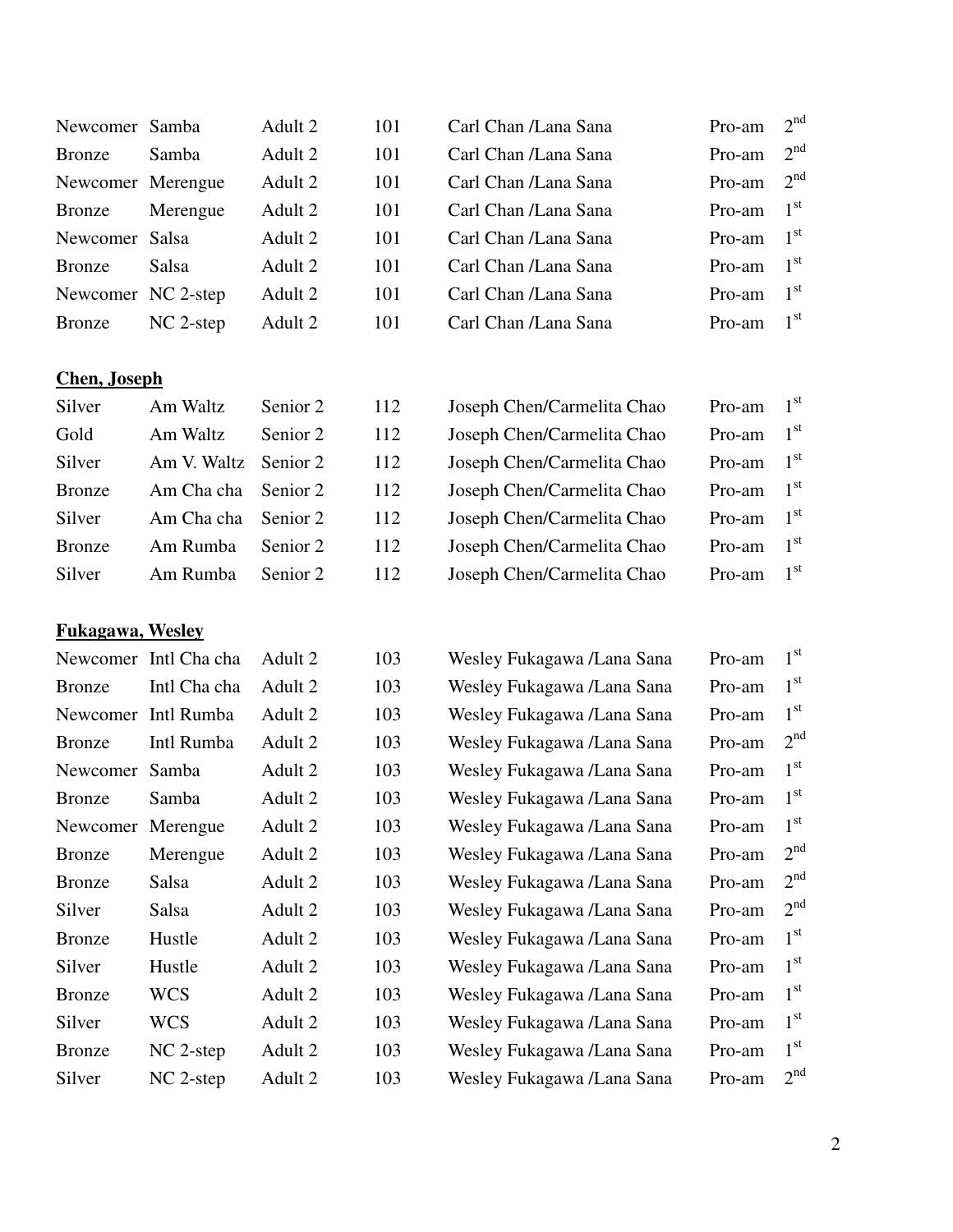| | | | | | | |
|---|---|---|---|---|---|---|
| Newcomer | Samba | Adult 2 | 101 | Carl Chan /Lana Sana | Pro-am | 2nd |
| Bronze | Samba | Adult 2 | 101 | Carl Chan /Lana Sana | Pro-am | 2nd |
| Newcomer | Merengue | Adult 2 | 101 | Carl Chan /Lana Sana | Pro-am | 2nd |
| Bronze | Merengue | Adult 2 | 101 | Carl Chan /Lana Sana | Pro-am | 1st |
| Newcomer | Salsa | Adult 2 | 101 | Carl Chan /Lana Sana | Pro-am | 1st |
| Bronze | Salsa | Adult 2 | 101 | Carl Chan /Lana Sana | Pro-am | 1st |
| Newcomer | NC 2-step | Adult 2 | 101 | Carl Chan /Lana Sana | Pro-am | 1st |
| Bronze | NC 2-step | Adult 2 | 101 | Carl Chan /Lana Sana | Pro-am | 1st |

**Chen, Joseph**

| | | | | | | |
|---|---|---|---|---|---|---|
| Silver | Am Waltz | Senior 2 | 112 | Joseph Chen/Carmelita Chao | Pro-am | 1st |
| Gold | Am Waltz | Senior 2 | 112 | Joseph Chen/Carmelita Chao | Pro-am | 1st |
| Silver | Am V. Waltz | Senior 2 | 112 | Joseph Chen/Carmelita Chao | Pro-am | 1st |
| Bronze | Am Cha cha | Senior 2 | 112 | Joseph Chen/Carmelita Chao | Pro-am | 1st |
| Silver | Am Cha cha | Senior 2 | 112 | Joseph Chen/Carmelita Chao | Pro-am | 1st |
| Bronze | Am Rumba | Senior 2 | 112 | Joseph Chen/Carmelita Chao | Pro-am | 1st |
| Silver | Am Rumba | Senior 2 | 112 | Joseph Chen/Carmelita Chao | Pro-am | 1st |

**Fukagawa, Wesley**

| | | | | | | |
|---|---|---|---|---|---|---|
| Newcomer | Intl Cha cha | Adult 2 | 103 | Wesley Fukagawa /Lana Sana | Pro-am | 1st |
| Bronze | Intl Cha cha | Adult 2 | 103 | Wesley Fukagawa /Lana Sana | Pro-am | 1st |
| Newcomer | Intl Rumba | Adult 2 | 103 | Wesley Fukagawa /Lana Sana | Pro-am | 1st |
| Bronze | Intl Rumba | Adult 2 | 103 | Wesley Fukagawa /Lana Sana | Pro-am | 2nd |
| Newcomer | Samba | Adult 2 | 103 | Wesley Fukagawa /Lana Sana | Pro-am | 1st |
| Bronze | Samba | Adult 2 | 103 | Wesley Fukagawa /Lana Sana | Pro-am | 1st |
| Newcomer | Merengue | Adult 2 | 103 | Wesley Fukagawa /Lana Sana | Pro-am | 1st |
| Bronze | Merengue | Adult 2 | 103 | Wesley Fukagawa /Lana Sana | Pro-am | 2nd |
| Bronze | Salsa | Adult 2 | 103 | Wesley Fukagawa /Lana Sana | Pro-am | 2nd |
| Silver | Salsa | Adult 2 | 103 | Wesley Fukagawa /Lana Sana | Pro-am | 2nd |
| Bronze | Hustle | Adult 2 | 103 | Wesley Fukagawa /Lana Sana | Pro-am | 1st |
| Silver | Hustle | Adult 2 | 103 | Wesley Fukagawa /Lana Sana | Pro-am | 1st |
| Bronze | WCS | Adult 2 | 103 | Wesley Fukagawa /Lana Sana | Pro-am | 1st |
| Silver | WCS | Adult 2 | 103 | Wesley Fukagawa /Lana Sana | Pro-am | 1st |
| Bronze | NC 2-step | Adult 2 | 103 | Wesley Fukagawa /Lana Sana | Pro-am | 1st |
| Silver | NC 2-step | Adult 2 | 103 | Wesley Fukagawa /Lana Sana | Pro-am | 2nd |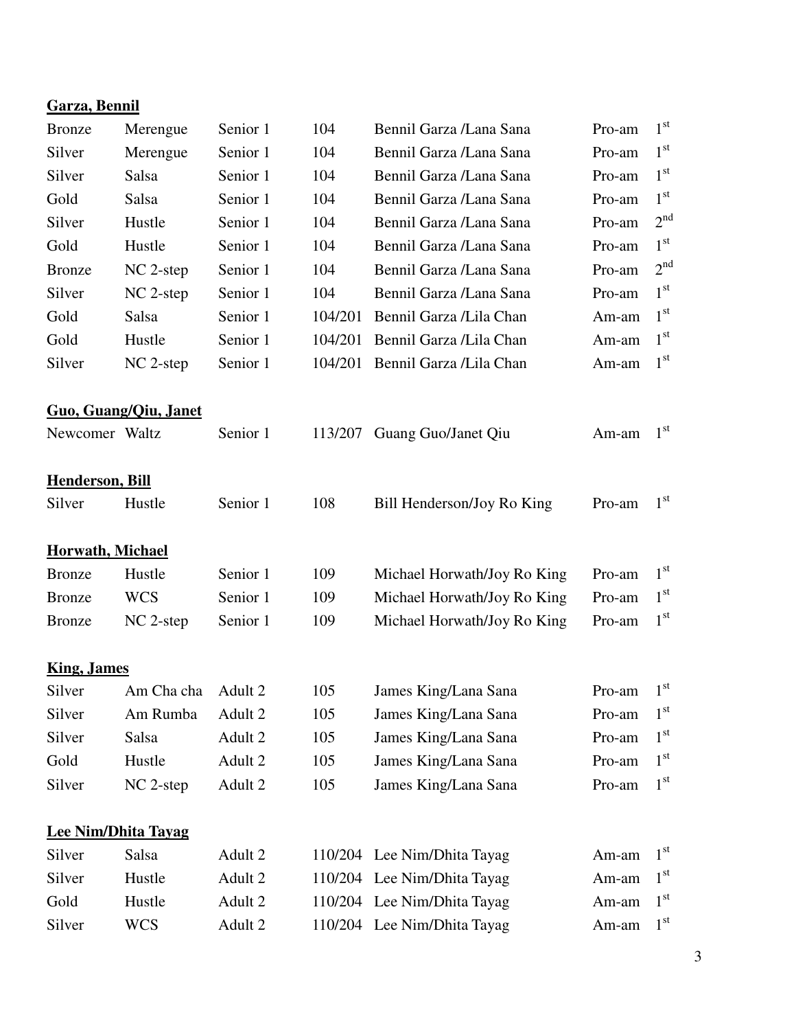**Garza, Bennil**

| | | | | | | |
|---|---|---|---|---|---|---|
| Bronze | Merengue | Senior 1 | 104 | Bennil Garza /Lana Sana | Pro-am | 1st |
| Silver | Merengue | Senior 1 | 104 | Bennil Garza /Lana Sana | Pro-am | 1st |
| Silver | Salsa | Senior 1 | 104 | Bennil Garza /Lana Sana | Pro-am | 1st |
| Gold | Salsa | Senior 1 | 104 | Bennil Garza /Lana Sana | Pro-am | 1st |
| Silver | Hustle | Senior 1 | 104 | Bennil Garza /Lana Sana | Pro-am | 2nd |
| Gold | Hustle | Senior 1 | 104 | Bennil Garza /Lana Sana | Pro-am | 1st |
| Bronze | NC 2-step | Senior 1 | 104 | Bennil Garza /Lana Sana | Pro-am | 2nd |
| Silver | NC 2-step | Senior 1 | 104 | Bennil Garza /Lana Sana | Pro-am | 1st |
| Gold | Salsa | Senior 1 | 104/201 | Bennil Garza /Lila Chan | Am-am | 1st |
| Gold | Hustle | Senior 1 | 104/201 | Bennil Garza /Lila Chan | Am-am | 1st |
| Silver | NC 2-step | Senior 1 | 104/201 | Bennil Garza /Lila Chan | Am-am | 1st |

**Guo, Guang/Qiu, Janet**

| | | | | | | |
|---|---|---|---|---|---|---|
| Newcomer | Waltz | Senior 1 | 113/207 | Guang Guo/Janet Qiu | Am-am | 1st |

**Henderson, Bill**

| | | | | | | |
|---|---|---|---|---|---|---|
| Silver | Hustle | Senior 1 | 108 | Bill Henderson/Joy Ro King | Pro-am | 1st |

**Horwath, Michael**

| | | | | | | |
|---|---|---|---|---|---|---|
| Bronze | Hustle | Senior 1 | 109 | Michael Horwath/Joy Ro King | Pro-am | 1st |
| Bronze | WCS | Senior 1 | 109 | Michael Horwath/Joy Ro King | Pro-am | 1st |
| Bronze | NC 2-step | Senior 1 | 109 | Michael Horwath/Joy Ro King | Pro-am | 1st |

**King, James**

| | | | | | | |
|---|---|---|---|---|---|---|
| Silver | Am Cha cha | Adult 2 | 105 | James King/Lana Sana | Pro-am | 1st |
| Silver | Am Rumba | Adult 2 | 105 | James King/Lana Sana | Pro-am | 1st |
| Silver | Salsa | Adult 2 | 105 | James King/Lana Sana | Pro-am | 1st |
| Gold | Hustle | Adult 2 | 105 | James King/Lana Sana | Pro-am | 1st |
| Silver | NC 2-step | Adult 2 | 105 | James King/Lana Sana | Pro-am | 1st |

**Lee Nim/Dhita Tayag**

| | | | | | | |
|---|---|---|---|---|---|---|
| Silver | Salsa | Adult 2 | 110/204 | Lee Nim/Dhita Tayag | Am-am | 1st |
| Silver | Hustle | Adult 2 | 110/204 | Lee Nim/Dhita Tayag | Am-am | 1st |
| Gold | Hustle | Adult 2 | 110/204 | Lee Nim/Dhita Tayag | Am-am | 1st |
| Silver | WCS | Adult 2 | 110/204 | Lee Nim/Dhita Tayag | Am-am | 1st |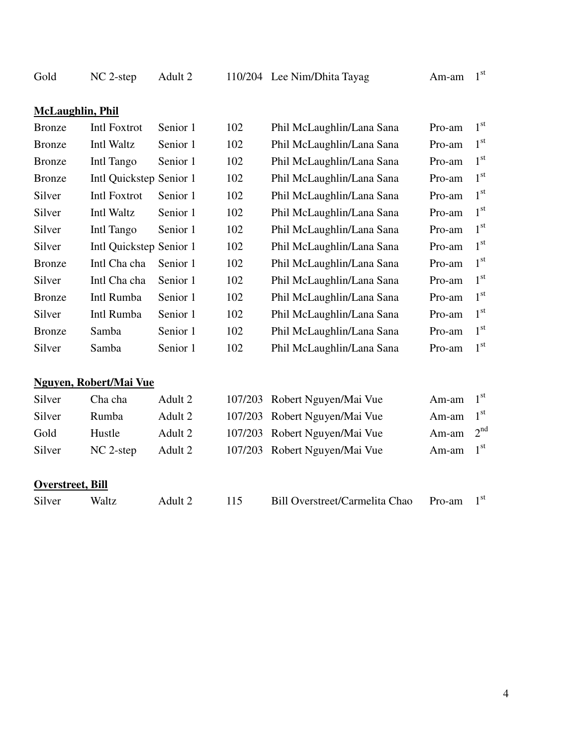| | | | | | | |
|---|---|---|---|---|---|---|
| Gold | NC 2-step | Adult 2 | 110/204 | Lee Nim/Dhita Tayag | Am-am | 1st |

**McLaughlin, Phil**

| | | | | | | |
|---|---|---|---|---|---|---|
| Bronze | Intl Foxtrot | Senior 1 | 102 | Phil McLaughlin/Lana Sana | Pro-am | 1st |
| Bronze | Intl Waltz | Senior 1 | 102 | Phil McLaughlin/Lana Sana | Pro-am | 1st |
| Bronze | Intl Tango | Senior 1 | 102 | Phil McLaughlin/Lana Sana | Pro-am | 1st |
| Bronze | Intl Quickstep | Senior 1 | 102 | Phil McLaughlin/Lana Sana | Pro-am | 1st |
| Silver | Intl Foxtrot | Senior 1 | 102 | Phil McLaughlin/Lana Sana | Pro-am | 1st |
| Silver | Intl Waltz | Senior 1 | 102 | Phil McLaughlin/Lana Sana | Pro-am | 1st |
| Silver | Intl Tango | Senior 1 | 102 | Phil McLaughlin/Lana Sana | Pro-am | 1st |
| Silver | Intl Quickstep | Senior 1 | 102 | Phil McLaughlin/Lana Sana | Pro-am | 1st |
| Bronze | Intl Cha cha | Senior 1 | 102 | Phil McLaughlin/Lana Sana | Pro-am | 1st |
| Silver | Intl Cha cha | Senior 1 | 102 | Phil McLaughlin/Lana Sana | Pro-am | 1st |
| Bronze | Intl Rumba | Senior 1 | 102 | Phil McLaughlin/Lana Sana | Pro-am | 1st |
| Silver | Intl Rumba | Senior 1 | 102 | Phil McLaughlin/Lana Sana | Pro-am | 1st |
| Bronze | Samba | Senior 1 | 102 | Phil McLaughlin/Lana Sana | Pro-am | 1st |
| Silver | Samba | Senior 1 | 102 | Phil McLaughlin/Lana Sana | Pro-am | 1st |

**Nguyen, Robert/Mai Vue**

| | | | | | | |
|---|---|---|---|---|---|---|
| Silver | Cha cha | Adult 2 | 107/203 | Robert Nguyen/Mai Vue | Am-am | 1st |
| Silver | Rumba | Adult 2 | 107/203 | Robert Nguyen/Mai Vue | Am-am | 1st |
| Gold | Hustle | Adult 2 | 107/203 | Robert Nguyen/Mai Vue | Am-am | 2nd |
| Silver | NC 2-step | Adult 2 | 107/203 | Robert Nguyen/Mai Vue | Am-am | 1st |

**Overstreet, Bill**

| | | | | | | |
|---|---|---|---|---|---|---|
| Silver | Waltz | Adult 2 | 115 | Bill Overstreet/Carmelita Chao | Pro-am | 1st |